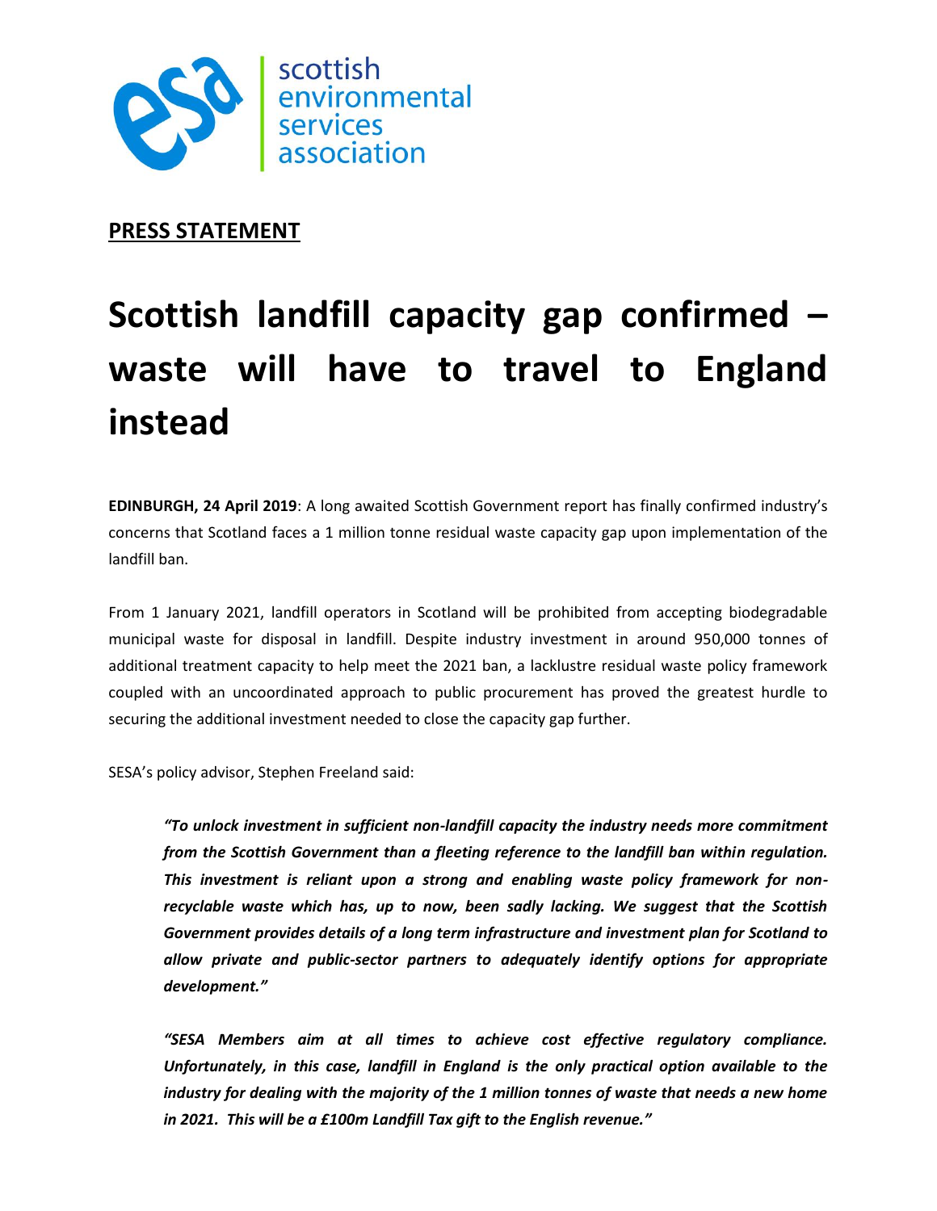scottish environmental services association

**PRESS STATEMENT**

# Scottish landfill capacity gap confirmed – waste will have to travel to England instead

**EDINBURGH, 24 April 2019**: A long awaited Scottish Government report has finally confirmed industry's concerns that Scotland faces a 1 million tonne residual waste capacity gap upon implementation of the landfill ban.

From 1 January 2021, landfill operators in Scotland will be prohibited from accepting biodegradable municipal waste for disposal in landfill. Despite industry investment in around 950,000 tonnes of additional treatment capacity to help meet the 2021 ban, a lacklustre residual waste policy framework coupled with an uncoordinated approach to public procurement has proved the greatest hurdle to securing the additional investment needed to close the capacity gap further.

SESA's policy advisor, Stephen Freeland said:

> ***"To unlock investment in sufficient non-landfill capacity the industry needs more commitment from the Scottish Government than a fleeting reference to the landfill ban within regulation. This investment is reliant upon a strong and enabling waste policy framework for non-recyclable waste which has, up to now, been sadly lacking. We suggest that the Scottish Government provides details of a long term infrastructure and investment plan for Scotland to allow private and public-sector partners to adequately identify options for appropriate development."***
>
> ***"SESA Members aim at all times to achieve cost effective regulatory compliance. Unfortunately, in this case, landfill in England is the only practical option available to the industry for dealing with the majority of the 1 million tonnes of waste that needs a new home in 2021. This will be a £100m Landfill Tax gift to the English revenue."***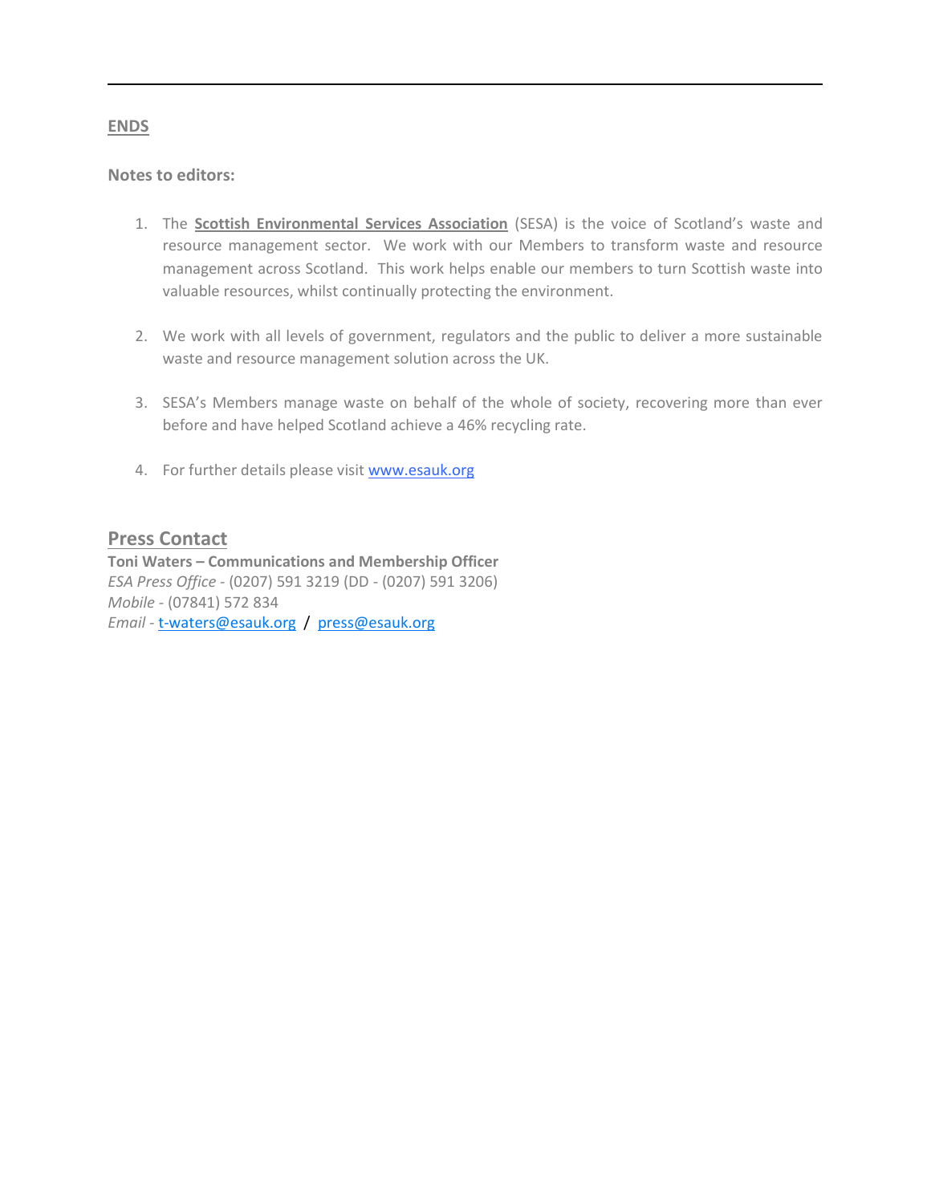---

**ENDS**

**Notes to editors:**

1. The **Scottish Environmental Services Association** (SESA) is the voice of Scotland's waste and resource management sector. We work with our Members to transform waste and resource management across Scotland. This work helps enable our members to turn Scottish waste into valuable resources, whilst continually protecting the environment.

2. We work with all levels of government, regulators and the public to deliver a more sustainable waste and resource management solution across the UK.

3. SESA's Members manage waste on behalf of the whole of society, recovering more than ever before and have helped Scotland achieve a 46% recycling rate.

4. For further details please visit www.esauk.org

## Press Contact

**Toni Waters – Communications and Membership Officer**
*ESA Press Office* - (0207) 591 3219 (DD - (0207) 591 3206)
*Mobile* - (07841) 572 834
*Email* - t-waters@esauk.org / press@esauk.org